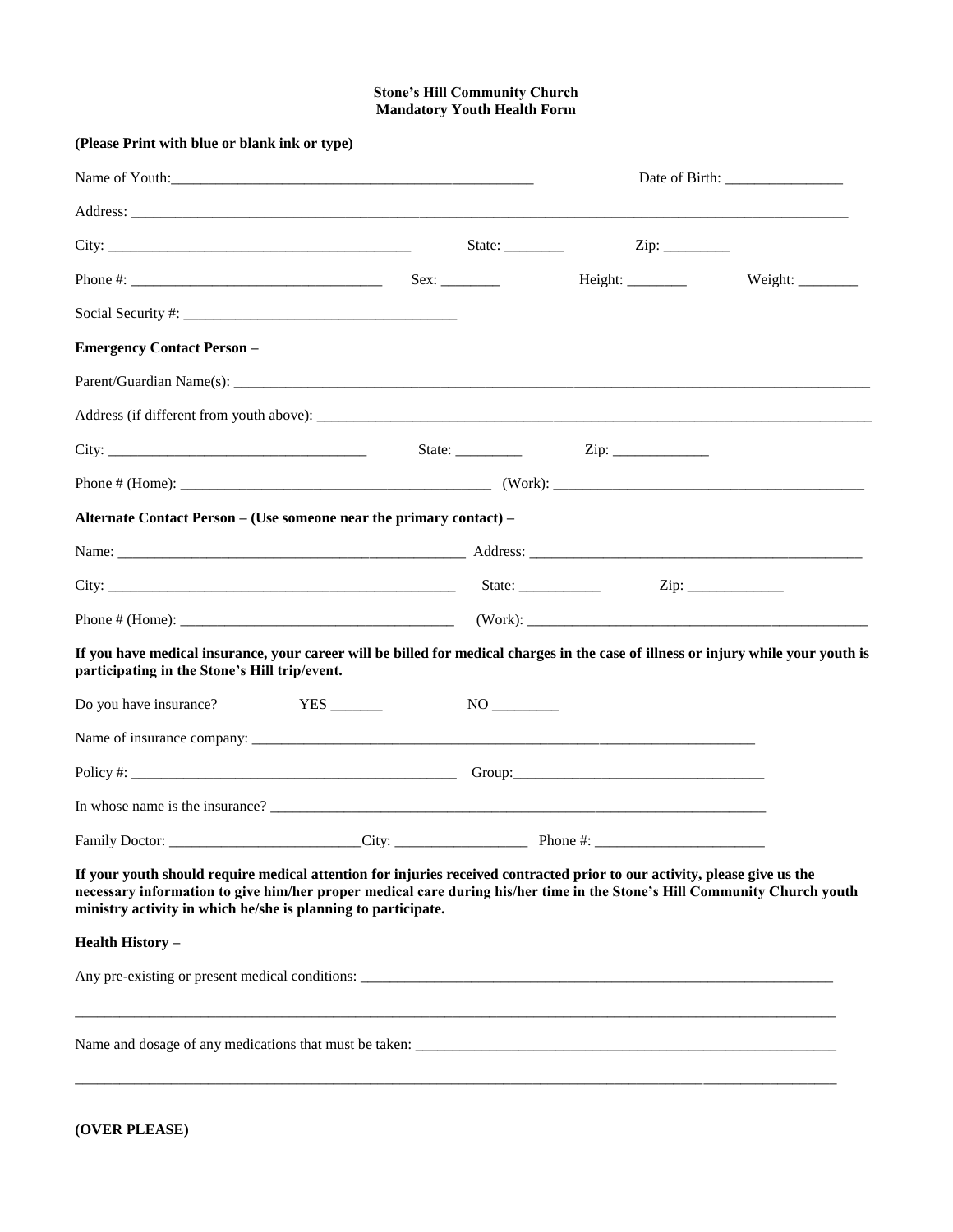**Stone's Hill Community Church**
**Mandatory Youth Health Form**

**(Please Print with blue or blank ink or type)**

Name of Youth:___________________________________________________ Date of Birth: ________________

Address: ____________________________________________________________________________________________

City: __________________________________________ State: ________ Zip: _________

Phone #: ___________________________________ Sex: ________ Height: ________ Weight: ________

Social Security #: _____________________________________

**Emergency Contact Person –**

Parent/Guardian Name(s): ____________________________________________________________________________________

Address (if different from youth above): ______________________________________________________________________

City: ___________________________________ State: _________ Zip: _____________

Phone # (Home): __________________________________________ (Work): __________________________________________

**Alternate Contact Person – (Use someone near the primary contact) –**

Name: ________________________________________________ Address: ______________________________________________

City: ________________________________________________ State: ___________ Zip: _____________

Phone # (Home): _____________________________________ (Work): ________________________________________________

**If you have medical insurance, your career will be billed for medical charges in the case of illness or injury while your youth is participating in the Stone's Hill trip/event.**

Do you have insurance? YES _______ NO _________

Name of insurance company: __________________________________________________________________________

Policy #: ______________________________________________ Group:__________________________________

In whose name is the insurance? ______________________________________________________________________

Family Doctor: __________________________City: __________________ Phone #: _______________________

**If your youth should require medical attention for injuries received contracted prior to our activity, please give us the necessary information to give him/her proper medical care during his/her time in the Stone's Hill Community Church youth ministry activity in which he/she is planning to participate.**

**Health History –**

Any pre-existing or present medical conditions: ____________________________________________________________________

_____________________________________________________________________________________________________________

Name and dosage of any medications that must be taken: ______________________________________________________________

_____________________________________________________________________________________________________________

**(OVER PLEASE)**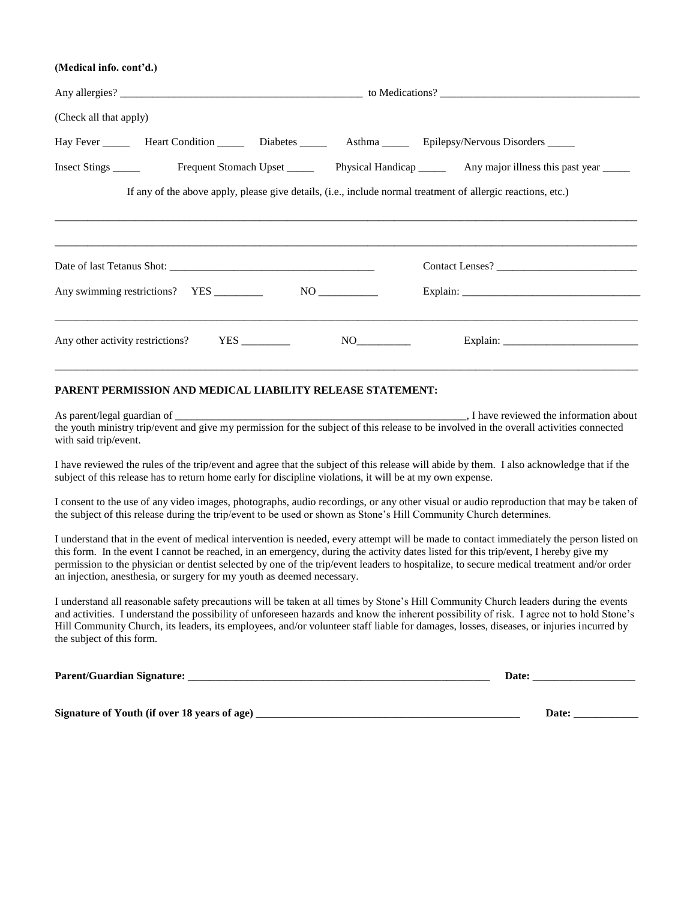**(Medical info. cont'd.)**

Any allergies? ____________________________________________ to Medications? ____________________________________

(Check all that apply)

Hay Fever _____ Heart Condition _____ Diabetes _____ Asthma _____ Epilepsy/Nervous Disorders _____

Insect Stings _____ Frequent Stomach Upset _____ Physical Handicap _____ Any major illness this past year _____

If any of the above apply, please give details, (i.e., include normal treatment of allergic reactions, etc.)

_____________________________________________________________________________________________________________

_____________________________________________________________________________________________________________

Date of last Tetanus Shot: ______________________________________ Contact Lenses? __________________________

Any swimming restrictions? YES _________ NO ___________ Explain: _________________________________

_____________________________________________________________________________________________________________

Any other activity restrictions? YES _________ NO__________ Explain: _________________________

_____________________________________________________________________________________________________________

**PARENT PERMISSION AND MEDICAL LIABILITY RELEASE STATEMENT:**

As parent/legal guardian of ________________________________________________________, I have reviewed the information about the youth ministry trip/event and give my permission for the subject of this release to be involved in the overall activities connected with said trip/event.

I have reviewed the rules of the trip/event and agree that the subject of this release will abide by them. I also acknowledge that if the subject of this release has to return home early for discipline violations, it will be at my own expense.

I consent to the use of any video images, photographs, audio recordings, or any other visual or audio reproduction that may be taken of the subject of this release during the trip/event to be used or shown as Stone's Hill Community Church determines.

I understand that in the event of medical intervention is needed, every attempt will be made to contact immediately the person listed on this form. In the event I cannot be reached, in an emergency, during the activity dates listed for this trip/event, I hereby give my permission to the physician or dentist selected by one of the trip/event leaders to hospitalize, to secure medical treatment and/or order an injection, anesthesia, or surgery for my youth as deemed necessary.

I understand all reasonable safety precautions will be taken at all times by Stone's Hill Community Church leaders during the events and activities. I understand the possibility of unforeseen hazards and know the inherent possibility of risk. I agree not to hold Stone's Hill Community Church, its leaders, its employees, and/or volunteer staff liable for damages, losses, diseases, or injuries incurred by the subject of this form.

**Parent/Guardian Signature: __________________________________________________________ Date: ___________________**

**Signature of Youth (if over 18 years of age) ___________________________________________________ Date: ____________**